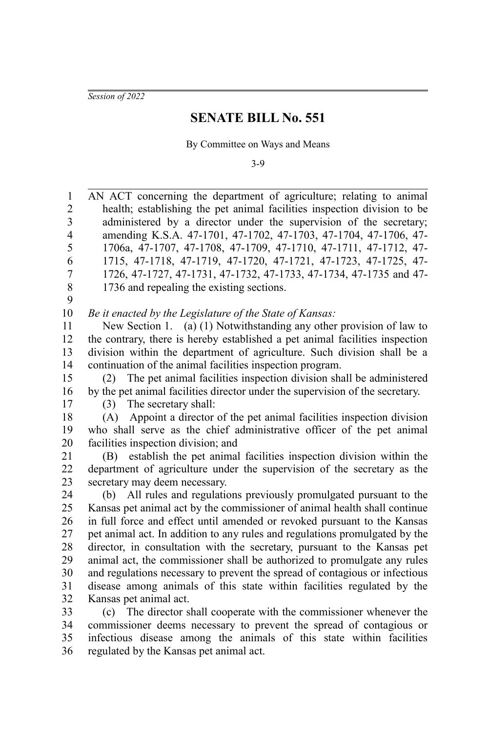*Session of 2022*

# SENATE BILL No. 551

By Committee on Ways and Means

3-9

AN ACT concerning the department of agriculture; relating to animal health; establishing the pet animal facilities inspection division to be administered by a director under the supervision of the secretary; amending K.S.A. 47-1701, 47-1702, 47-1703, 47-1704, 47-1706, 47-1706a, 47-1707, 47-1708, 47-1709, 47-1710, 47-1711, 47-1712, 47-1715, 47-1718, 47-1719, 47-1720, 47-1721, 47-1723, 47-1725, 47-1726, 47-1727, 47-1731, 47-1732, 47-1733, 47-1734, 47-1735 and 47-1736 and repealing the existing sections.

*Be it enacted by the Legislature of the State of Kansas:*

New Section 1. (a) (1) Notwithstanding any other provision of law to the contrary, there is hereby established a pet animal facilities inspection division within the department of agriculture. Such division shall be a continuation of the animal facilities inspection program.

(2) The pet animal facilities inspection division shall be administered by the pet animal facilities director under the supervision of the secretary.

(3) The secretary shall:

(A) Appoint a director of the pet animal facilities inspection division who shall serve as the chief administrative officer of the pet animal facilities inspection division; and

(B) establish the pet animal facilities inspection division within the department of agriculture under the supervision of the secretary as the secretary may deem necessary.

(b) All rules and regulations previously promulgated pursuant to the Kansas pet animal act by the commissioner of animal health shall continue in full force and effect until amended or revoked pursuant to the Kansas pet animal act. In addition to any rules and regulations promulgated by the director, in consultation with the secretary, pursuant to the Kansas pet animal act, the commissioner shall be authorized to promulgate any rules and regulations necessary to prevent the spread of contagious or infectious disease among animals of this state within facilities regulated by the Kansas pet animal act.

(c) The director shall cooperate with the commissioner whenever the commissioner deems necessary to prevent the spread of contagious or infectious disease among the animals of this state within facilities regulated by the Kansas pet animal act.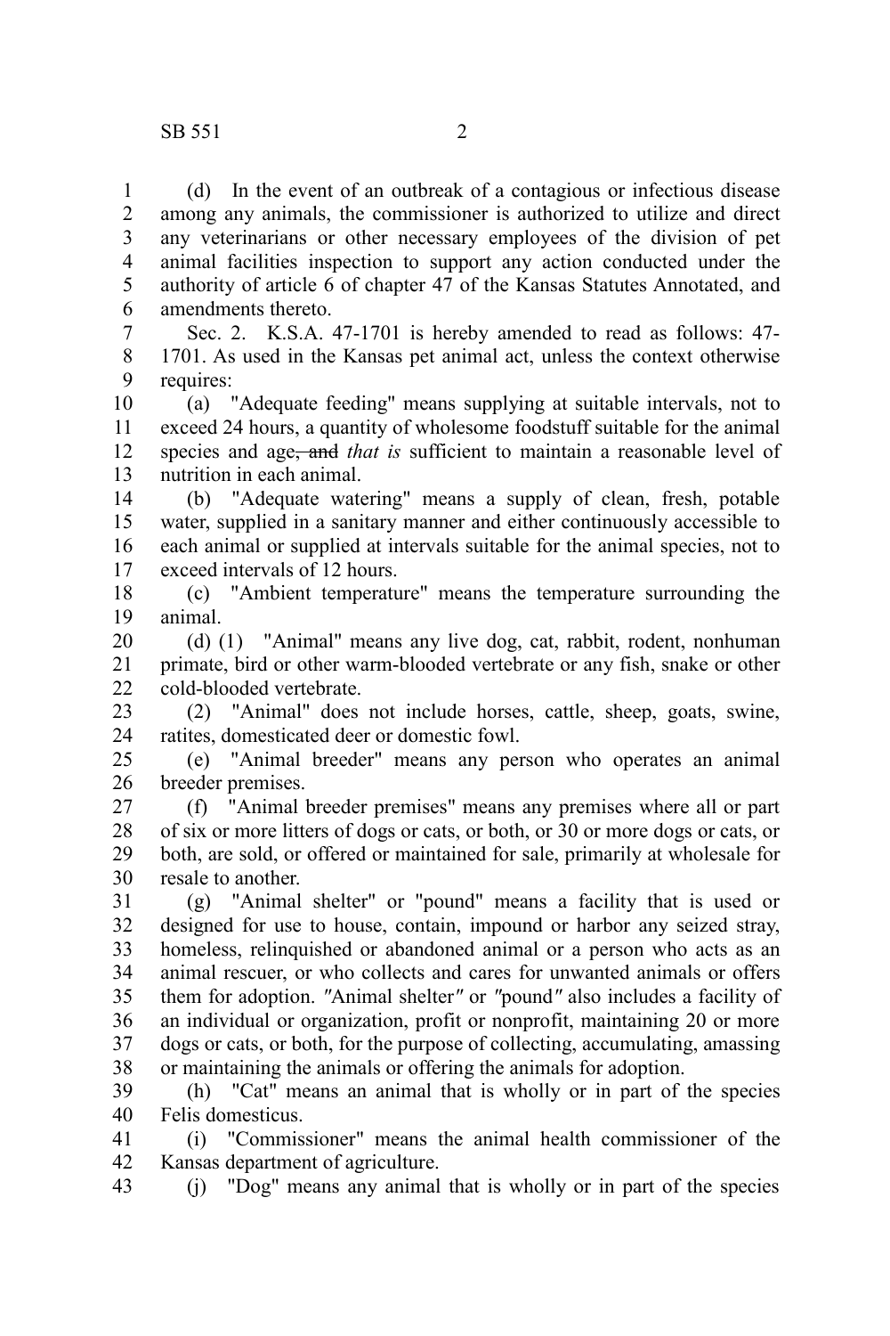(d) In the event of an outbreak of a contagious or infectious disease among any animals, the commissioner is authorized to utilize and direct any veterinarians or other necessary employees of the division of pet animal facilities inspection to support any action conducted under the authority of article 6 of chapter 47 of the Kansas Statutes Annotated, and amendments thereto.

Sec. 2. K.S.A. 47-1701 is hereby amended to read as follows: 47-1701. As used in the Kansas pet animal act, unless the context otherwise requires:

(a) "Adequate feeding" means supplying at suitable intervals, not to exceed 24 hours, a quantity of wholesome foodstuff suitable for the animal species and age~~, and~~ *that is* sufficient to maintain a reasonable level of nutrition in each animal.

(b) "Adequate watering" means a supply of clean, fresh, potable water, supplied in a sanitary manner and either continuously accessible to each animal or supplied at intervals suitable for the animal species, not to exceed intervals of 12 hours.

(c) "Ambient temperature" means the temperature surrounding the animal.

(d) (1) "Animal" means any live dog, cat, rabbit, rodent, nonhuman primate, bird or other warm-blooded vertebrate or any fish, snake or other cold-blooded vertebrate.

(2) "Animal" does not include horses, cattle, sheep, goats, swine, ratites, domesticated deer or domestic fowl.

(e) "Animal breeder" means any person who operates an animal breeder premises.

(f) "Animal breeder premises" means any premises where all or part of six or more litters of dogs or cats, or both, or 30 or more dogs or cats, or both, are sold, or offered or maintained for sale, primarily at wholesale for resale to another.

(g) "Animal shelter" or "pound" means a facility that is used or designed for use to house, contain, impound or harbor any seized stray, homeless, relinquished or abandoned animal or a person who acts as an animal rescuer, or who collects and cares for unwanted animals or offers them for adoption. "Animal shelter" or "pound" also includes a facility of an individual or organization, profit or nonprofit, maintaining 20 or more dogs or cats, or both, for the purpose of collecting, accumulating, amassing or maintaining the animals or offering the animals for adoption.

(h) "Cat" means an animal that is wholly or in part of the species Felis domesticus.

(i) "Commissioner" means the animal health commissioner of the Kansas department of agriculture.

(j) "Dog" means any animal that is wholly or in part of the species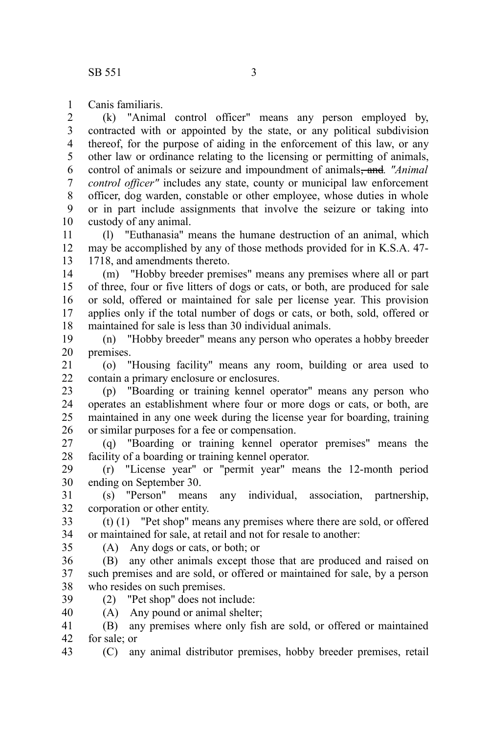Canis familiaris.

(k) "Animal control officer" means any person employed by, contracted with or appointed by the state, or any political subdivision thereof, for the purpose of aiding in the enforcement of this law, or any other law or ordinance relating to the licensing or permitting of animals, control of animals or seizure and impoundment of animals~~, and~~*. "Animal control officer"* includes any state, county or municipal law enforcement officer, dog warden, constable or other employee, whose duties in whole or in part include assignments that involve the seizure or taking into custody of any animal.

(l) "Euthanasia" means the humane destruction of an animal, which may be accomplished by any of those methods provided for in K.S.A. 47-1718, and amendments thereto.

(m) "Hobby breeder premises" means any premises where all or part of three, four or five litters of dogs or cats, or both, are produced for sale or sold, offered or maintained for sale per license year. This provision applies only if the total number of dogs or cats, or both, sold, offered or maintained for sale is less than 30 individual animals.

(n) "Hobby breeder" means any person who operates a hobby breeder premises.

(o) "Housing facility" means any room, building or area used to contain a primary enclosure or enclosures.

(p) "Boarding or training kennel operator" means any person who operates an establishment where four or more dogs or cats, or both, are maintained in any one week during the license year for boarding, training or similar purposes for a fee or compensation.

(q) "Boarding or training kennel operator premises" means the facility of a boarding or training kennel operator.

(r) "License year" or "permit year" means the 12-month period ending on September 30.

(s) "Person" means any individual, association, partnership, corporation or other entity.

(t) (1) "Pet shop" means any premises where there are sold, or offered or maintained for sale, at retail and not for resale to another:

(A) Any dogs or cats, or both; or

(B) any other animals except those that are produced and raised on such premises and are sold, or offered or maintained for sale, by a person who resides on such premises.

(2) "Pet shop" does not include:

(A) Any pound or animal shelter;

(B) any premises where only fish are sold, or offered or maintained for sale; or

(C) any animal distributor premises, hobby breeder premises, retail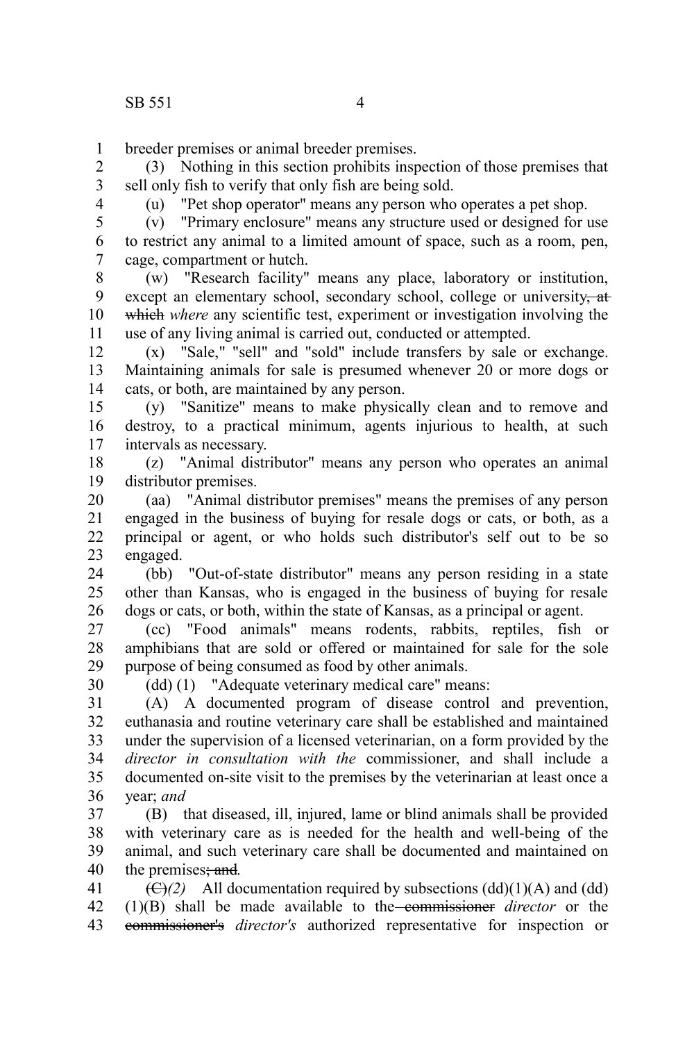breeder premises or animal breeder premises.

(3) Nothing in this section prohibits inspection of those premises that sell only fish to verify that only fish are being sold.

(u) "Pet shop operator" means any person who operates a pet shop.

(v) "Primary enclosure" means any structure used or designed for use to restrict any animal to a limited amount of space, such as a room, pen, cage, compartment or hutch.

(w) "Research facility" means any place, laboratory or institution, except an elementary school, secondary school, college or university~~, at which~~ *where* any scientific test, experiment or investigation involving the use of any living animal is carried out, conducted or attempted.

(x) "Sale," "sell" and "sold" include transfers by sale or exchange. Maintaining animals for sale is presumed whenever 20 or more dogs or cats, or both, are maintained by any person.

(y) "Sanitize" means to make physically clean and to remove and destroy, to a practical minimum, agents injurious to health, at such intervals as necessary.

(z) "Animal distributor" means any person who operates an animal distributor premises.

(aa) "Animal distributor premises" means the premises of any person engaged in the business of buying for resale dogs or cats, or both, as a principal or agent, or who holds such distributor's self out to be so engaged.

(bb) "Out-of-state distributor" means any person residing in a state other than Kansas, who is engaged in the business of buying for resale dogs or cats, or both, within the state of Kansas, as a principal or agent.

(cc) "Food animals" means rodents, rabbits, reptiles, fish or amphibians that are sold or offered or maintained for sale for the sole purpose of being consumed as food by other animals.

(dd) (1) "Adequate veterinary medical care" means:

(A) A documented program of disease control and prevention, euthanasia and routine veterinary care shall be established and maintained under the supervision of a licensed veterinarian, on a form provided by the *director in consultation with the* commissioner, and shall include a documented on-site visit to the premises by the veterinarian at least once a year; *and*

(B) that diseased, ill, injured, lame or blind animals shall be provided with veterinary care as is needed for the health and well-being of the animal, and such veterinary care shall be documented and maintained on the premises~~; and~~.

~~(C)~~*(2)* All documentation required by subsections (dd)(1)(A) and (dd)(1)(B) shall be made available to the ~~commissioner~~ *director* or the ~~commissioner's~~ *director's* authorized representative for inspection or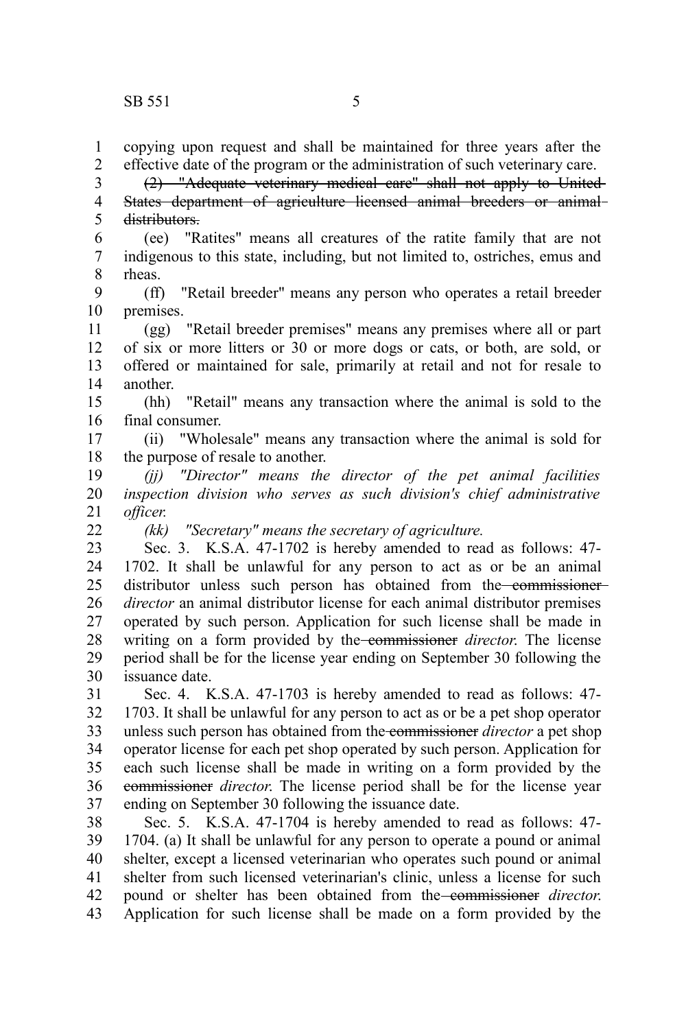copying upon request and shall be maintained for three years after the effective date of the program or the administration of such veterinary care.

~~(2) "Adequate veterinary medical care" shall not apply to United States department of agriculture licensed animal breeders or animal distributors.~~

(ee) "Ratites" means all creatures of the ratite family that are not indigenous to this state, including, but not limited to, ostriches, emus and rheas.

(ff) "Retail breeder" means any person who operates a retail breeder premises.

(gg) "Retail breeder premises" means any premises where all or part of six or more litters or 30 or more dogs or cats, or both, are sold, or offered or maintained for sale, primarily at retail and not for resale to another.

(hh) "Retail" means any transaction where the animal is sold to the final consumer.

(ii) "Wholesale" means any transaction where the animal is sold for the purpose of resale to another.

*(jj) "Director" means the director of the pet animal facilities inspection division who serves as such division's chief administrative officer.*

*(kk) "Secretary" means the secretary of agriculture.*

Sec. 3. K.S.A. 47-1702 is hereby amended to read as follows: 47-1702. It shall be unlawful for any person to act as or be an animal distributor unless such person has obtained from the ~~commissioner~~ *director* an animal distributor license for each animal distributor premises operated by such person. Application for such license shall be made in writing on a form provided by the ~~commissioner~~ *director*. The license period shall be for the license year ending on September 30 following the issuance date.

Sec. 4. K.S.A. 47-1703 is hereby amended to read as follows: 47-1703. It shall be unlawful for any person to act as or be a pet shop operator unless such person has obtained from the ~~commissioner~~ *director* a pet shop operator license for each pet shop operated by such person. Application for each such license shall be made in writing on a form provided by the ~~commissioner~~ *director*. The license period shall be for the license year ending on September 30 following the issuance date.

Sec. 5. K.S.A. 47-1704 is hereby amended to read as follows: 47-1704. (a) It shall be unlawful for any person to operate a pound or animal shelter, except a licensed veterinarian who operates such pound or animal shelter from such licensed veterinarian's clinic, unless a license for such pound or shelter has been obtained from the ~~commissioner~~ *director*. Application for such license shall be made on a form provided by the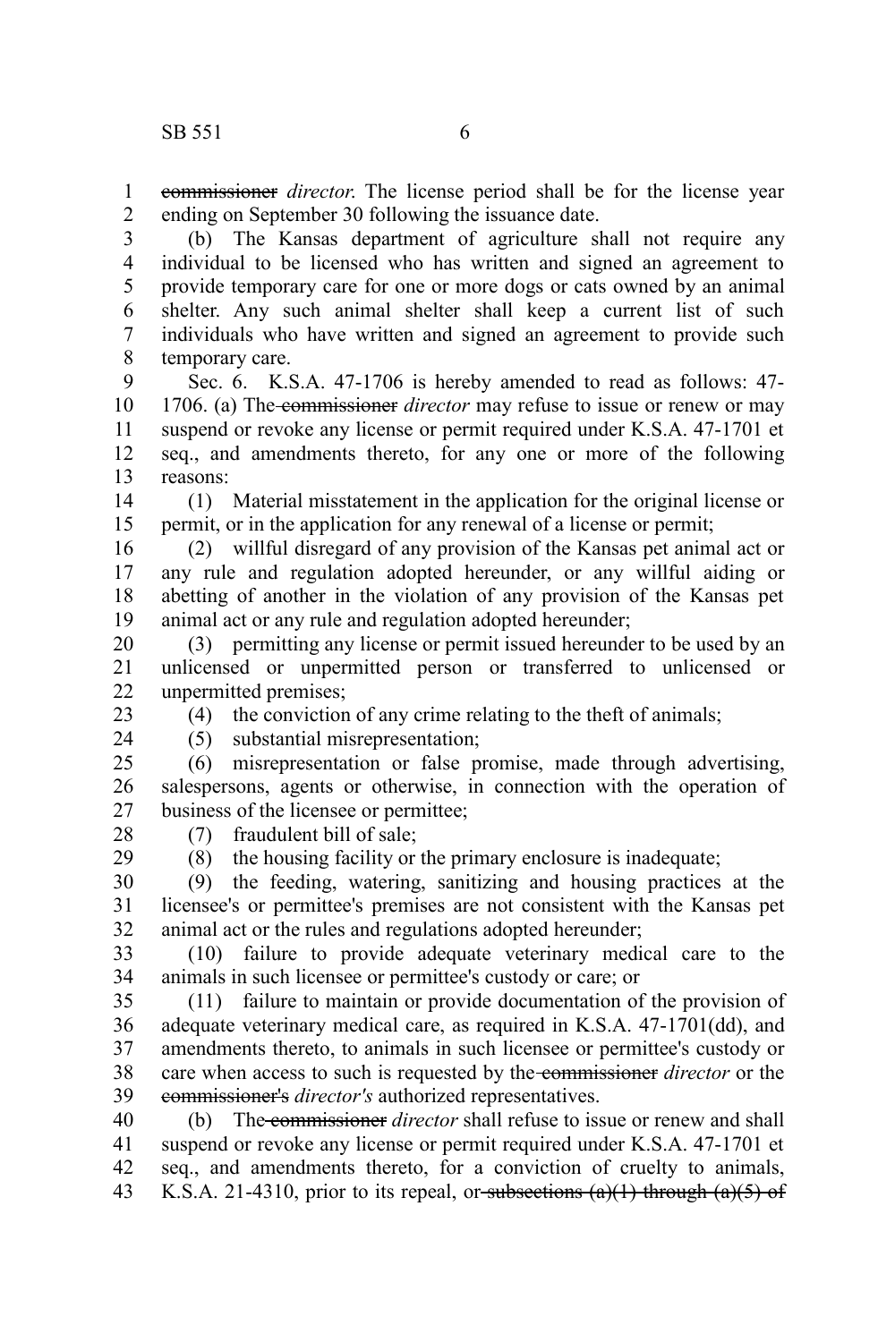~~commissioner~~ *director*. The license period shall be for the license year ending on September 30 following the issuance date.

(b) The Kansas department of agriculture shall not require any individual to be licensed who has written and signed an agreement to provide temporary care for one or more dogs or cats owned by an animal shelter. Any such animal shelter shall keep a current list of such individuals who have written and signed an agreement to provide such temporary care.

Sec. 6. K.S.A. 47-1706 is hereby amended to read as follows: 47-1706. (a) The ~~commissioner~~ *director* may refuse to issue or renew or may suspend or revoke any license or permit required under K.S.A. 47-1701 et seq., and amendments thereto, for any one or more of the following reasons:

(1) Material misstatement in the application for the original license or permit, or in the application for any renewal of a license or permit;

(2) willful disregard of any provision of the Kansas pet animal act or any rule and regulation adopted hereunder, or any willful aiding or abetting of another in the violation of any provision of the Kansas pet animal act or any rule and regulation adopted hereunder;

(3) permitting any license or permit issued hereunder to be used by an unlicensed or unpermitted person or transferred to unlicensed or unpermitted premises;

(4) the conviction of any crime relating to the theft of animals;

(5) substantial misrepresentation;

(6) misrepresentation or false promise, made through advertising, salespersons, agents or otherwise, in connection with the operation of business of the licensee or permittee;

(7) fraudulent bill of sale;

(8) the housing facility or the primary enclosure is inadequate;

(9) the feeding, watering, sanitizing and housing practices at the licensee's or permittee's premises are not consistent with the Kansas pet animal act or the rules and regulations adopted hereunder;

(10) failure to provide adequate veterinary medical care to the animals in such licensee or permittee's custody or care; or

(11) failure to maintain or provide documentation of the provision of adequate veterinary medical care, as required in K.S.A. 47-1701(dd), and amendments thereto, to animals in such licensee or permittee's custody or care when access to such is requested by the ~~commissioner~~ *director* or the ~~commissioner's~~ *director's* authorized representatives.

(b) The ~~commissioner~~ *director* shall refuse to issue or renew and shall suspend or revoke any license or permit required under K.S.A. 47-1701 et seq., and amendments thereto, for a conviction of cruelty to animals, K.S.A. 21-4310, prior to its repeal, or ~~subsections (a)(1) through (a)(5) of~~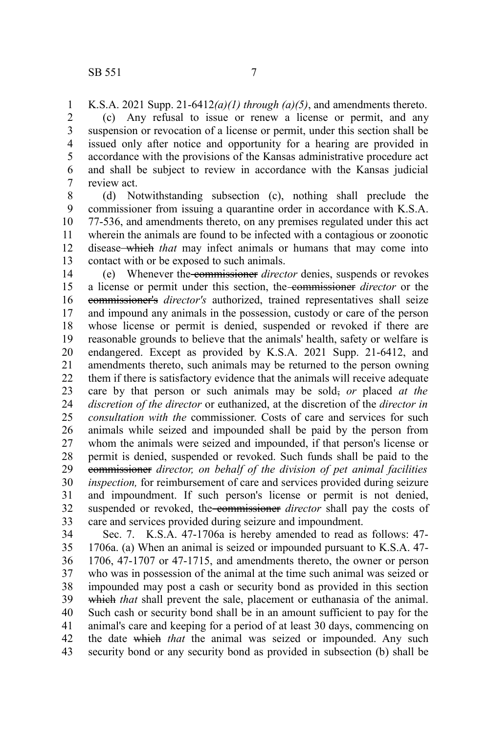K.S.A. 2021 Supp. 21-6412*(a)(1) through (a)(5)*, and amendments thereto.

(c) Any refusal to issue or renew a license or permit, and any suspension or revocation of a license or permit, under this section shall be issued only after notice and opportunity for a hearing are provided in accordance with the provisions of the Kansas administrative procedure act and shall be subject to review in accordance with the Kansas judicial review act.

(d) Notwithstanding subsection (c), nothing shall preclude the commissioner from issuing a quarantine order in accordance with K.S.A. 77-536, and amendments thereto, on any premises regulated under this act wherein the animals are found to be infected with a contagious or zoonotic disease ~~which~~ *that* may infect animals or humans that may come into contact with or be exposed to such animals.

(e) Whenever the ~~commissioner~~ *director* denies, suspends or revokes a license or permit under this section, the ~~commissioner~~ *director* or the ~~commissioner's~~ *director's* authorized, trained representatives shall seize and impound any animals in the possession, custody or care of the person whose license or permit is denied, suspended or revoked if there are reasonable grounds to believe that the animals' health, safety or welfare is endangered. Except as provided by K.S.A. 2021 Supp. 21-6412, and amendments thereto, such animals may be returned to the person owning them if there is satisfactory evidence that the animals will receive adequate care by that person or such animals may be sold~~,~~ *or* placed *at the discretion of the director* or euthanized, at the discretion of the *director in consultation with the* commissioner. Costs of care and services for such animals while seized and impounded shall be paid by the person from whom the animals were seized and impounded, if that person's license or permit is denied, suspended or revoked. Such funds shall be paid to the ~~commissioner~~ *director, on behalf of the division of pet animal facilities inspection,* for reimbursement of care and services provided during seizure and impoundment. If such person's license or permit is not denied, suspended or revoked, the ~~commissioner~~ *director* shall pay the costs of care and services provided during seizure and impoundment.

Sec. 7. K.S.A. 47-1706a is hereby amended to read as follows: 47-1706a. (a) When an animal is seized or impounded pursuant to K.S.A. 47-1706, 47-1707 or 47-1715, and amendments thereto, the owner or person who was in possession of the animal at the time such animal was seized or impounded may post a cash or security bond as provided in this section ~~which~~ *that* shall prevent the sale, placement or euthanasia of the animal. Such cash or security bond shall be in an amount sufficient to pay for the animal's care and keeping for a period of at least 30 days, commencing on the date ~~which~~ *that* the animal was seized or impounded. Any such security bond or any security bond as provided in subsection (b) shall be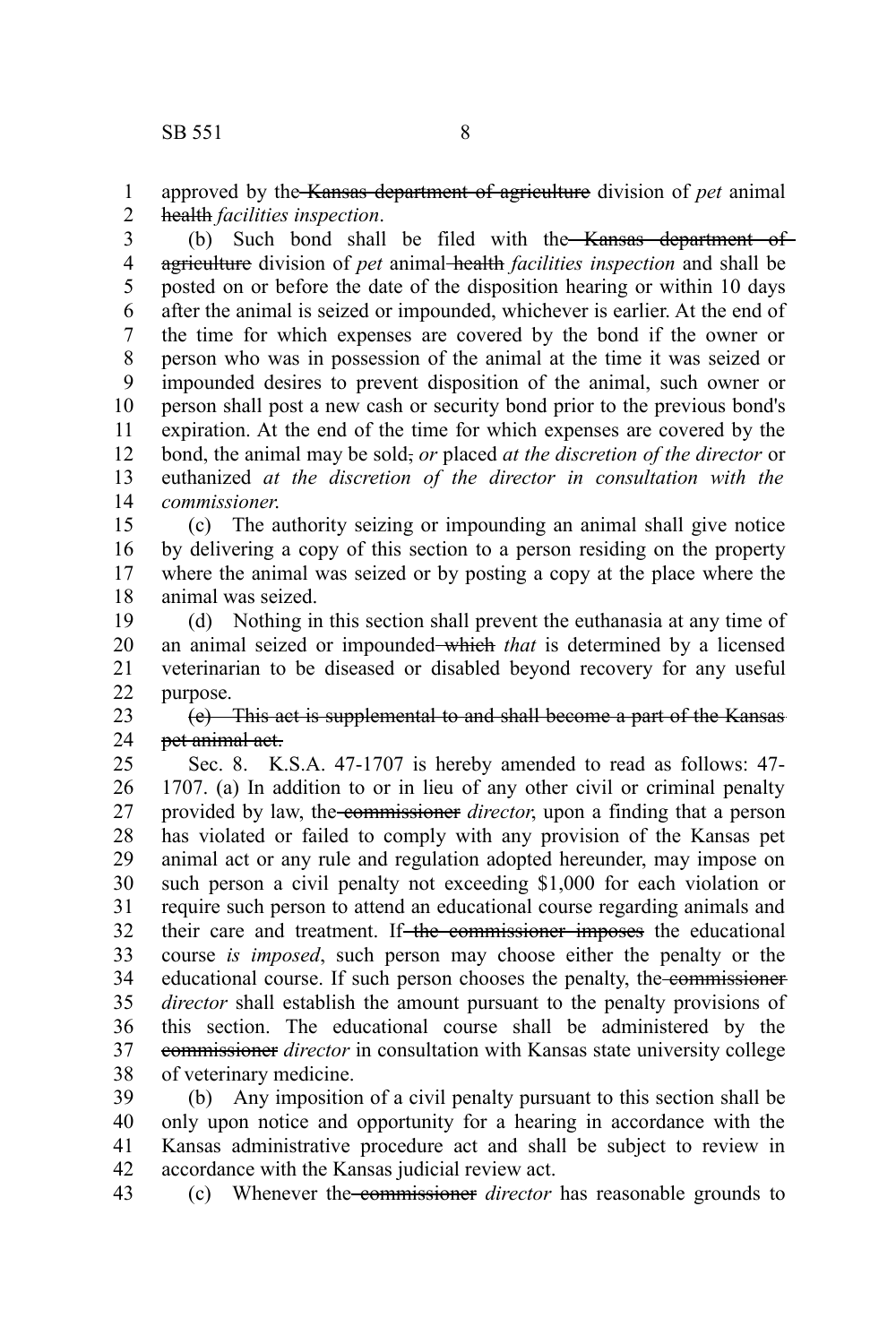approved by the ~~Kansas department of agriculture~~ division of *pet* animal ~~health~~ *facilities inspection*.

(b) Such bond shall be filed with the ~~Kansas department of agriculture~~ division of *pet* animal ~~health~~ *facilities inspection* and shall be posted on or before the date of the disposition hearing or within 10 days after the animal is seized or impounded, whichever is earlier. At the end of the time for which expenses are covered by the bond if the owner or person who was in possession of the animal at the time it was seized or impounded desires to prevent disposition of the animal, such owner or person shall post a new cash or security bond prior to the previous bond's expiration. At the end of the time for which expenses are covered by the bond, the animal may be sold~~,~~ *or* placed *at the discretion of the director* or euthanized *at the discretion of the director in consultation with the commissioner.*

(c) The authority seizing or impounding an animal shall give notice by delivering a copy of this section to a person residing on the property where the animal was seized or by posting a copy at the place where the animal was seized.

(d) Nothing in this section shall prevent the euthanasia at any time of an animal seized or impounded ~~which~~ *that* is determined by a licensed veterinarian to be diseased or disabled beyond recovery for any useful purpose.

~~(e) This act is supplemental to and shall become a part of the Kansas pet animal act.~~

Sec. 8. K.S.A. 47-1707 is hereby amended to read as follows: 47-1707. (a) In addition to or in lieu of any other civil or criminal penalty provided by law, the ~~commissioner~~ *director*, upon a finding that a person has violated or failed to comply with any provision of the Kansas pet animal act or any rule and regulation adopted hereunder, may impose on such person a civil penalty not exceeding $1,000 for each violation or require such person to attend an educational course regarding animals and their care and treatment. If ~~the commissioner imposes~~ the educational course *is imposed*, such person may choose either the penalty or the educational course. If such person chooses the penalty, the ~~commissioner~~ *director* shall establish the amount pursuant to the penalty provisions of this section. The educational course shall be administered by the ~~commissioner~~ *director* in consultation with Kansas state university college of veterinary medicine.

(b) Any imposition of a civil penalty pursuant to this section shall be only upon notice and opportunity for a hearing in accordance with the Kansas administrative procedure act and shall be subject to review in accordance with the Kansas judicial review act.

(c) Whenever the ~~commissioner~~ *director* has reasonable grounds to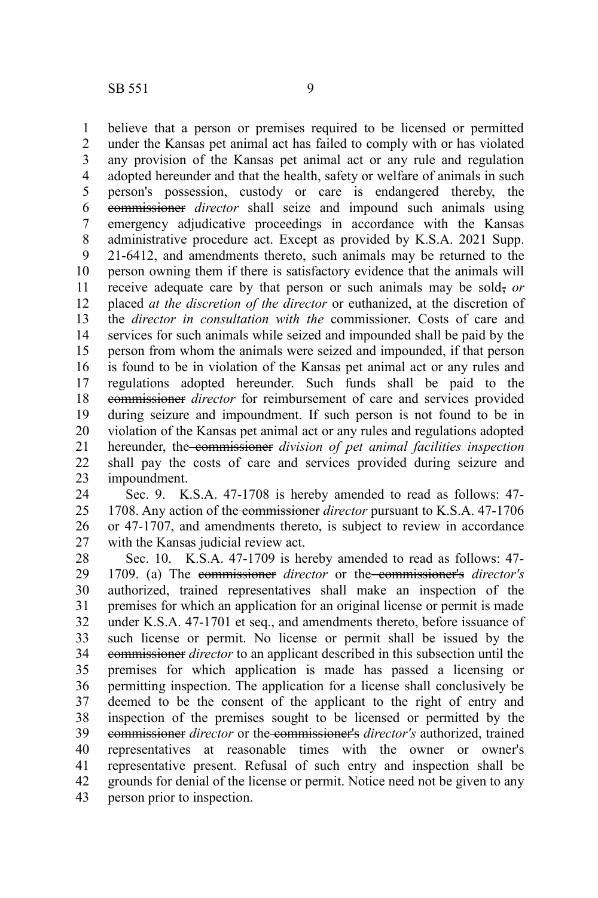believe that a person or premises required to be licensed or permitted under the Kansas pet animal act has failed to comply with or has violated any provision of the Kansas pet animal act or any rule and regulation adopted hereunder and that the health, safety or welfare of animals in such person's possession, custody or care is endangered thereby, the ~~commissioner~~ *director* shall seize and impound such animals using emergency adjudicative proceedings in accordance with the Kansas administrative procedure act. Except as provided by K.S.A. 2021 Supp. 21-6412, and amendments thereto, such animals may be returned to the person owning them if there is satisfactory evidence that the animals will receive adequate care by that person or such animals may be sold~~,~~ *or* placed *at the discretion of the director* or euthanized, at the discretion of the *director in consultation with the* commissioner. Costs of care and services for such animals while seized and impounded shall be paid by the person from whom the animals were seized and impounded, if that person is found to be in violation of the Kansas pet animal act or any rules and regulations adopted hereunder. Such funds shall be paid to the ~~commissioner~~ *director* for reimbursement of care and services provided during seizure and impoundment. If such person is not found to be in violation of the Kansas pet animal act or any rules and regulations adopted hereunder, the ~~commissioner~~ *division of pet animal facilities inspection* shall pay the costs of care and services provided during seizure and impoundment.

Sec. 9. K.S.A. 47-1708 is hereby amended to read as follows: 47-1708. Any action of the ~~commissioner~~ *director* pursuant to K.S.A. 47-1706 or 47-1707, and amendments thereto, is subject to review in accordance with the Kansas judicial review act.

Sec. 10. K.S.A. 47-1709 is hereby amended to read as follows: 47-1709. (a) The ~~commissioner~~ *director* or the ~~commissioner's~~ *director's* authorized, trained representatives shall make an inspection of the premises for which an application for an original license or permit is made under K.S.A. 47-1701 et seq., and amendments thereto, before issuance of such license or permit. No license or permit shall be issued by the ~~commissioner~~ *director* to an applicant described in this subsection until the premises for which application is made has passed a licensing or permitting inspection. The application for a license shall conclusively be deemed to be the consent of the applicant to the right of entry and inspection of the premises sought to be licensed or permitted by the ~~commissioner~~ *director* or the ~~commissioner's~~ *director's* authorized, trained representatives at reasonable times with the owner or owner's representative present. Refusal of such entry and inspection shall be grounds for denial of the license or permit. Notice need not be given to any person prior to inspection.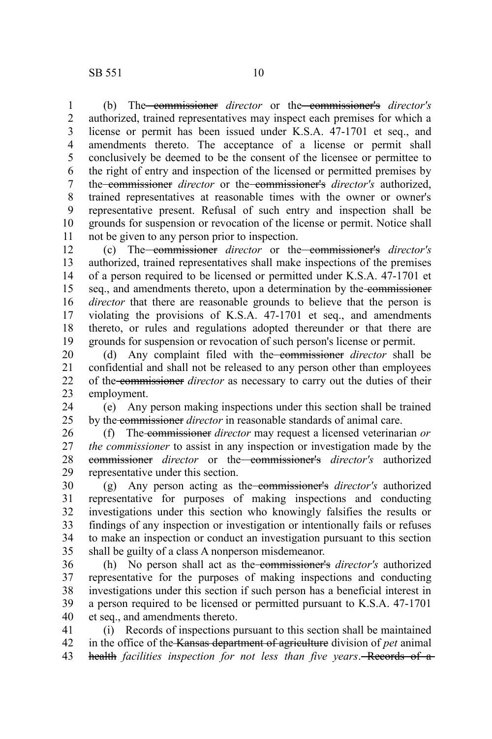(b) The ~~commissioner~~ *director* or the ~~commissioner's~~ *director's* authorized, trained representatives may inspect each premises for which a license or permit has been issued under K.S.A. 47-1701 et seq., and amendments thereto. The acceptance of a license or permit shall conclusively be deemed to be the consent of the licensee or permittee to the right of entry and inspection of the licensed or permitted premises by the ~~commissioner~~ *director* or the ~~commissioner's~~ *director's* authorized, trained representatives at reasonable times with the owner or owner's representative present. Refusal of such entry and inspection shall be grounds for suspension or revocation of the license or permit. Notice shall not be given to any person prior to inspection.

(c) The ~~commissioner~~ *director* or the ~~commissioner's~~ *director's* authorized, trained representatives shall make inspections of the premises of a person required to be licensed or permitted under K.S.A. 47-1701 et seq., and amendments thereto, upon a determination by the ~~commissioner~~ *director* that there are reasonable grounds to believe that the person is violating the provisions of K.S.A. 47-1701 et seq., and amendments thereto, or rules and regulations adopted thereunder or that there are grounds for suspension or revocation of such person's license or permit.

(d) Any complaint filed with the ~~commissioner~~ *director* shall be confidential and shall not be released to any person other than employees of the ~~commissioner~~ *director* as necessary to carry out the duties of their employment.

(e) Any person making inspections under this section shall be trained by the ~~commissioner~~ *director* in reasonable standards of animal care.

(f) The ~~commissioner~~ *director* may request a licensed veterinarian *or the commissioner* to assist in any inspection or investigation made by the ~~commissioner~~ *director* or the ~~commissioner's~~ *director's* authorized representative under this section.

(g) Any person acting as the ~~commissioner's~~ *director's* authorized representative for purposes of making inspections and conducting investigations under this section who knowingly falsifies the results or findings of any inspection or investigation or intentionally fails or refuses to make an inspection or conduct an investigation pursuant to this section shall be guilty of a class A nonperson misdemeanor.

(h) No person shall act as the ~~commissioner's~~ *director's* authorized representative for the purposes of making inspections and conducting investigations under this section if such person has a beneficial interest in a person required to be licensed or permitted pursuant to K.S.A. 47-1701 et seq., and amendments thereto.

(i) Records of inspections pursuant to this section shall be maintained in the office of the ~~Kansas department of agriculture~~ division of *pet* animal ~~health~~ *facilities inspection for not less than five years*. ~~Records of a~~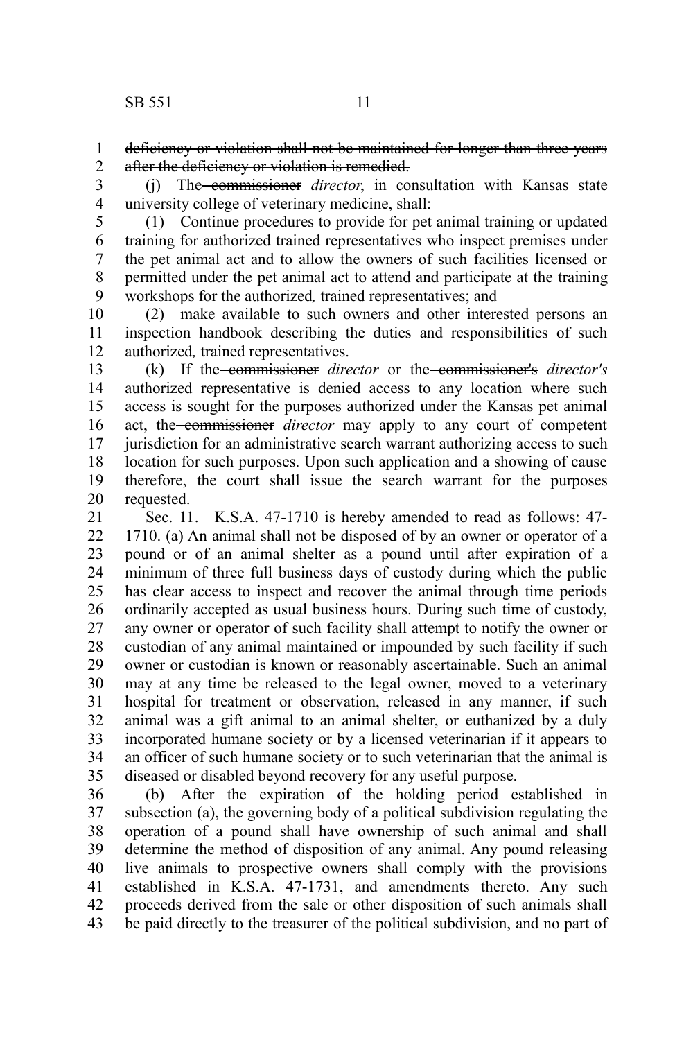~~deficiency or violation shall not be maintained for longer than three years after the deficiency or violation is remedied.~~

(j) The ~~commissioner~~ *director*, in consultation with Kansas state university college of veterinary medicine, shall:

(1) Continue procedures to provide for pet animal training or updated training for authorized trained representatives who inspect premises under the pet animal act and to allow the owners of such facilities licensed or permitted under the pet animal act to attend and participate at the training workshops for the authorized*,* trained representatives; and

(2) make available to such owners and other interested persons an inspection handbook describing the duties and responsibilities of such authorized*,* trained representatives.

(k) If the ~~commissioner~~ *director* or the ~~commissioner's~~ *director's* authorized representative is denied access to any location where such access is sought for the purposes authorized under the Kansas pet animal act, the ~~commissioner~~ *director* may apply to any court of competent jurisdiction for an administrative search warrant authorizing access to such location for such purposes. Upon such application and a showing of cause therefore, the court shall issue the search warrant for the purposes requested.

Sec. 11. K.S.A. 47-1710 is hereby amended to read as follows: 47-1710. (a) An animal shall not be disposed of by an owner or operator of a pound or of an animal shelter as a pound until after expiration of a minimum of three full business days of custody during which the public has clear access to inspect and recover the animal through time periods ordinarily accepted as usual business hours. During such time of custody, any owner or operator of such facility shall attempt to notify the owner or custodian of any animal maintained or impounded by such facility if such owner or custodian is known or reasonably ascertainable. Such an animal may at any time be released to the legal owner, moved to a veterinary hospital for treatment or observation, released in any manner, if such animal was a gift animal to an animal shelter, or euthanized by a duly incorporated humane society or by a licensed veterinarian if it appears to an officer of such humane society or to such veterinarian that the animal is diseased or disabled beyond recovery for any useful purpose.

(b) After the expiration of the holding period established in subsection (a), the governing body of a political subdivision regulating the operation of a pound shall have ownership of such animal and shall determine the method of disposition of any animal. Any pound releasing live animals to prospective owners shall comply with the provisions established in K.S.A. 47-1731, and amendments thereto. Any such proceeds derived from the sale or other disposition of such animals shall be paid directly to the treasurer of the political subdivision, and no part of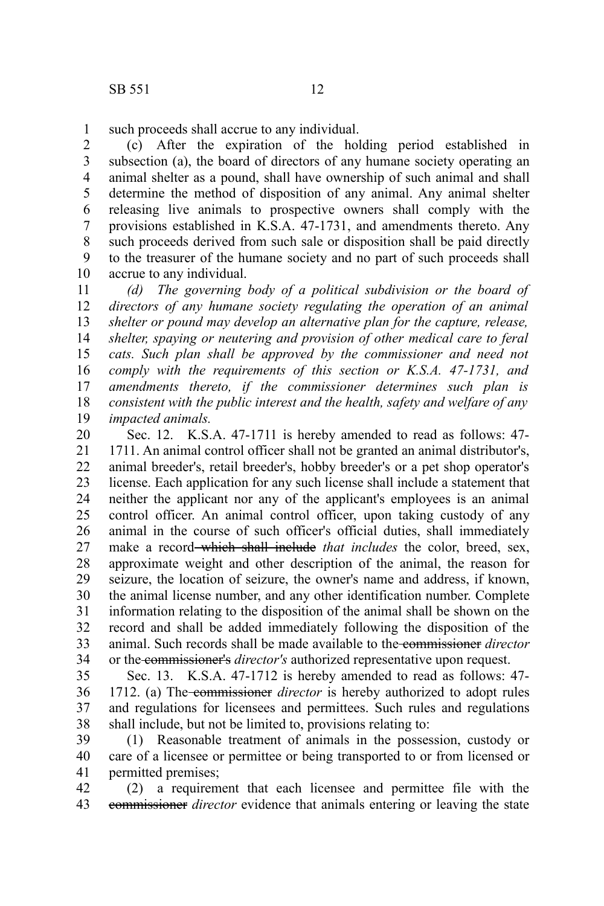such proceeds shall accrue to any individual.

(c) After the expiration of the holding period established in subsection (a), the board of directors of any humane society operating an animal shelter as a pound, shall have ownership of such animal and shall determine the method of disposition of any animal. Any animal shelter releasing live animals to prospective owners shall comply with the provisions established in K.S.A. 47-1731, and amendments thereto. Any such proceeds derived from such sale or disposition shall be paid directly to the treasurer of the humane society and no part of such proceeds shall accrue to any individual.

*(d) The governing body of a political subdivision or the board of directors of any humane society regulating the operation of an animal shelter or pound may develop an alternative plan for the capture, release, shelter, spaying or neutering and provision of other medical care to feral cats. Such plan shall be approved by the commissioner and need not comply with the requirements of this section or K.S.A. 47-1731, and amendments thereto, if the commissioner determines such plan is consistent with the public interest and the health, safety and welfare of any impacted animals.*

Sec. 12. K.S.A. 47-1711 is hereby amended to read as follows: 47-1711. An animal control officer shall not be granted an animal distributor's, animal breeder's, retail breeder's, hobby breeder's or a pet shop operator's license. Each application for any such license shall include a statement that neither the applicant nor any of the applicant's employees is an animal control officer. An animal control officer, upon taking custody of any animal in the course of such officer's official duties, shall immediately make a record ~~which shall include~~ *that includes* the color, breed, sex, approximate weight and other description of the animal, the reason for seizure, the location of seizure, the owner's name and address, if known, the animal license number, and any other identification number. Complete information relating to the disposition of the animal shall be shown on the record and shall be added immediately following the disposition of the animal. Such records shall be made available to the ~~commissioner~~ *director* or the ~~commissioner's~~ *director's* authorized representative upon request.

Sec. 13. K.S.A. 47-1712 is hereby amended to read as follows: 47-1712. (a) The ~~commissioner~~ *director* is hereby authorized to adopt rules and regulations for licensees and permittees. Such rules and regulations shall include, but not be limited to, provisions relating to:

(1) Reasonable treatment of animals in the possession, custody or care of a licensee or permittee or being transported to or from licensed or permitted premises;

(2) a requirement that each licensee and permittee file with the ~~commissioner~~ *director* evidence that animals entering or leaving the state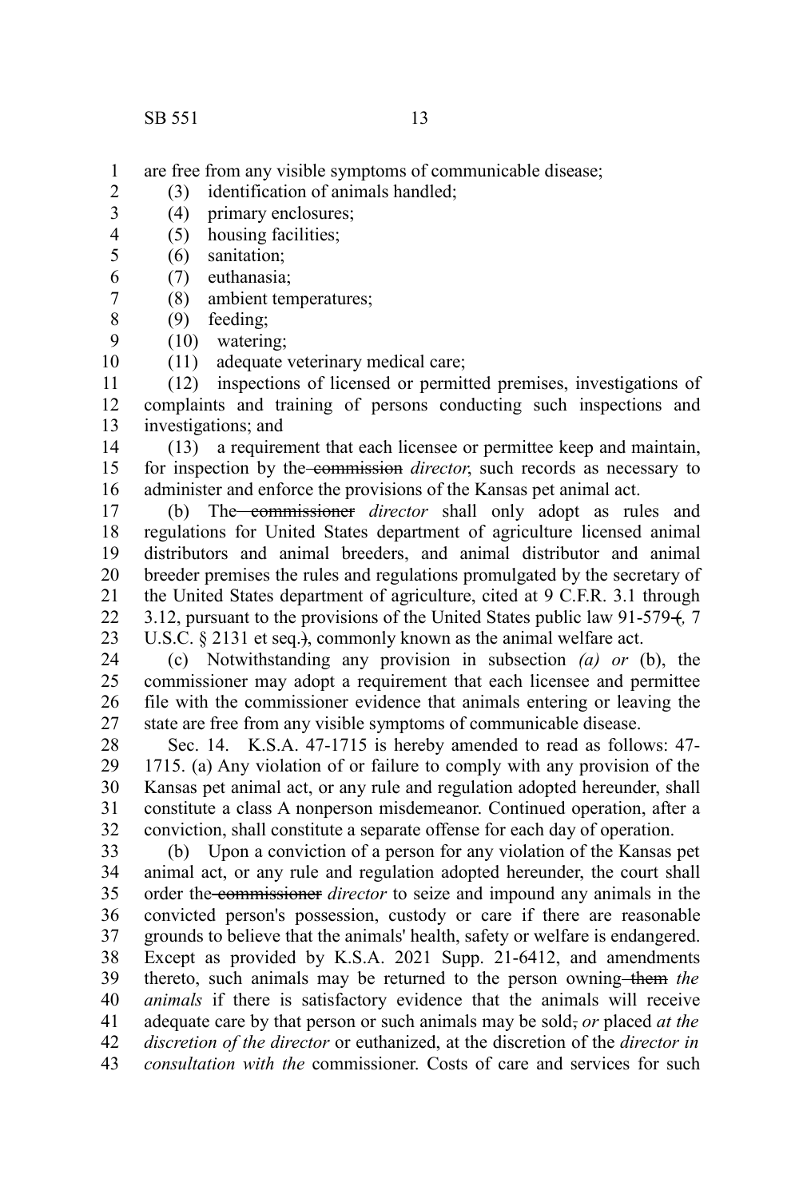are free from any visible symptoms of communicable disease;

(3) identification of animals handled;

(4) primary enclosures;

(5) housing facilities;

(6) sanitation;

(7) euthanasia;

(8) ambient temperatures;

(9) feeding;

(10) watering;

(11) adequate veterinary medical care;

(12) inspections of licensed or permitted premises, investigations of complaints and training of persons conducting such inspections and investigations; and

(13) a requirement that each licensee or permittee keep and maintain, for inspection by the ~~commission~~ *director*, such records as necessary to administer and enforce the provisions of the Kansas pet animal act.

(b) The ~~commissioner~~ *director* shall only adopt as rules and regulations for United States department of agriculture licensed animal distributors and animal breeders, and animal distributor and animal breeder premises the rules and regulations promulgated by the secretary of the United States department of agriculture, cited at 9 C.F.R. 3.1 through 3.12, pursuant to the provisions of the United States public law 91-579~~(~~*,* 7 U.S.C. § 2131 et seq.~~)~~, commonly known as the animal welfare act.

(c) Notwithstanding any provision in subsection *(a) or* (b), the commissioner may adopt a requirement that each licensee and permittee file with the commissioner evidence that animals entering or leaving the state are free from any visible symptoms of communicable disease.

Sec. 14. K.S.A. 47-1715 is hereby amended to read as follows: 47-1715. (a) Any violation of or failure to comply with any provision of the Kansas pet animal act, or any rule and regulation adopted hereunder, shall constitute a class A nonperson misdemeanor. Continued operation, after a conviction, shall constitute a separate offense for each day of operation.

(b) Upon a conviction of a person for any violation of the Kansas pet animal act, or any rule and regulation adopted hereunder, the court shall order the ~~commissioner~~ *director* to seize and impound any animals in the convicted person's possession, custody or care if there are reasonable grounds to believe that the animals' health, safety or welfare is endangered. Except as provided by K.S.A. 2021 Supp. 21-6412, and amendments thereto, such animals may be returned to the person owning ~~them~~ *the animals* if there is satisfactory evidence that the animals will receive adequate care by that person or such animals may be sold~~,~~ *or* placed *at the discretion of the director* or euthanized, at the discretion of the *director in consultation with the* commissioner. Costs of care and services for such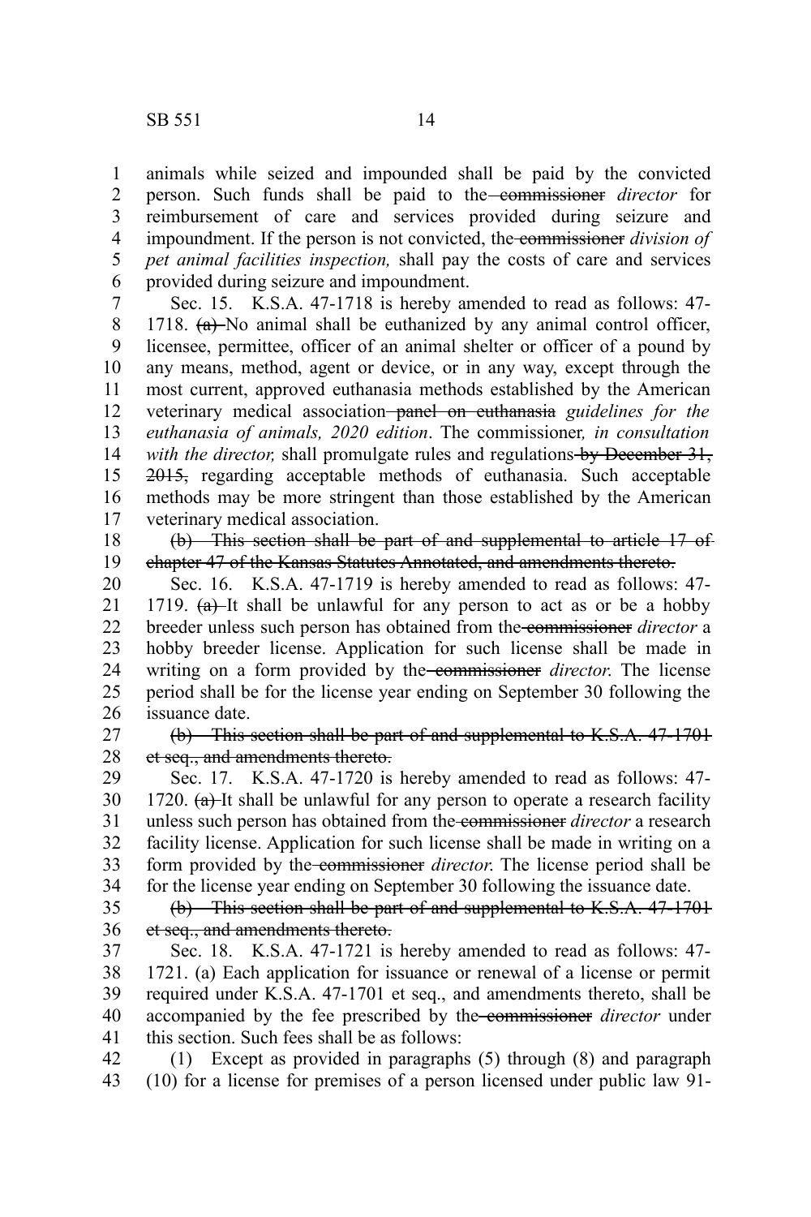animals while seized and impounded shall be paid by the convicted person. Such funds shall be paid to the ~~commissioner~~ *director* for reimbursement of care and services provided during seizure and impoundment. If the person is not convicted, the ~~commissioner~~ *division of pet animal facilities inspection,* shall pay the costs of care and services provided during seizure and impoundment.

Sec. 15. K.S.A. 47-1718 is hereby amended to read as follows: 47-1718. ~~(a)~~ No animal shall be euthanized by any animal control officer, licensee, permittee, officer of an animal shelter or officer of a pound by any means, method, agent or device, or in any way, except through the most current, approved euthanasia methods established by the American veterinary medical association ~~panel on euthanasia~~ *guidelines for the euthanasia of animals, 2020 edition*. The commissioner*, in consultation with the director,* shall promulgate rules and regulations ~~by December 31, 2015,~~ regarding acceptable methods of euthanasia. Such acceptable methods may be more stringent than those established by the American veterinary medical association.

~~(b) This section shall be part of and supplemental to article 17 of chapter 47 of the Kansas Statutes Annotated, and amendments thereto.~~

Sec. 16. K.S.A. 47-1719 is hereby amended to read as follows: 47-1719. ~~(a)~~ It shall be unlawful for any person to act as or be a hobby breeder unless such person has obtained from the ~~commissioner~~ *director* a hobby breeder license. Application for such license shall be made in writing on a form provided by the ~~commissioner~~ *director*. The license period shall be for the license year ending on September 30 following the issuance date.

~~(b) This section shall be part of and supplemental to K.S.A. 47-1701 et seq., and amendments thereto.~~

Sec. 17. K.S.A. 47-1720 is hereby amended to read as follows: 47-1720. ~~(a)~~ It shall be unlawful for any person to operate a research facility unless such person has obtained from the ~~commissioner~~ *director* a research facility license. Application for such license shall be made in writing on a form provided by the ~~commissioner~~ *director*. The license period shall be for the license year ending on September 30 following the issuance date.

~~(b) This section shall be part of and supplemental to K.S.A. 47-1701 et seq., and amendments thereto.~~

Sec. 18. K.S.A. 47-1721 is hereby amended to read as follows: 47-1721. (a) Each application for issuance or renewal of a license or permit required under K.S.A. 47-1701 et seq., and amendments thereto, shall be accompanied by the fee prescribed by the ~~commissioner~~ *director* under this section. Such fees shall be as follows:

(1) Except as provided in paragraphs (5) through (8) and paragraph (10) for a license for premises of a person licensed under public law 91-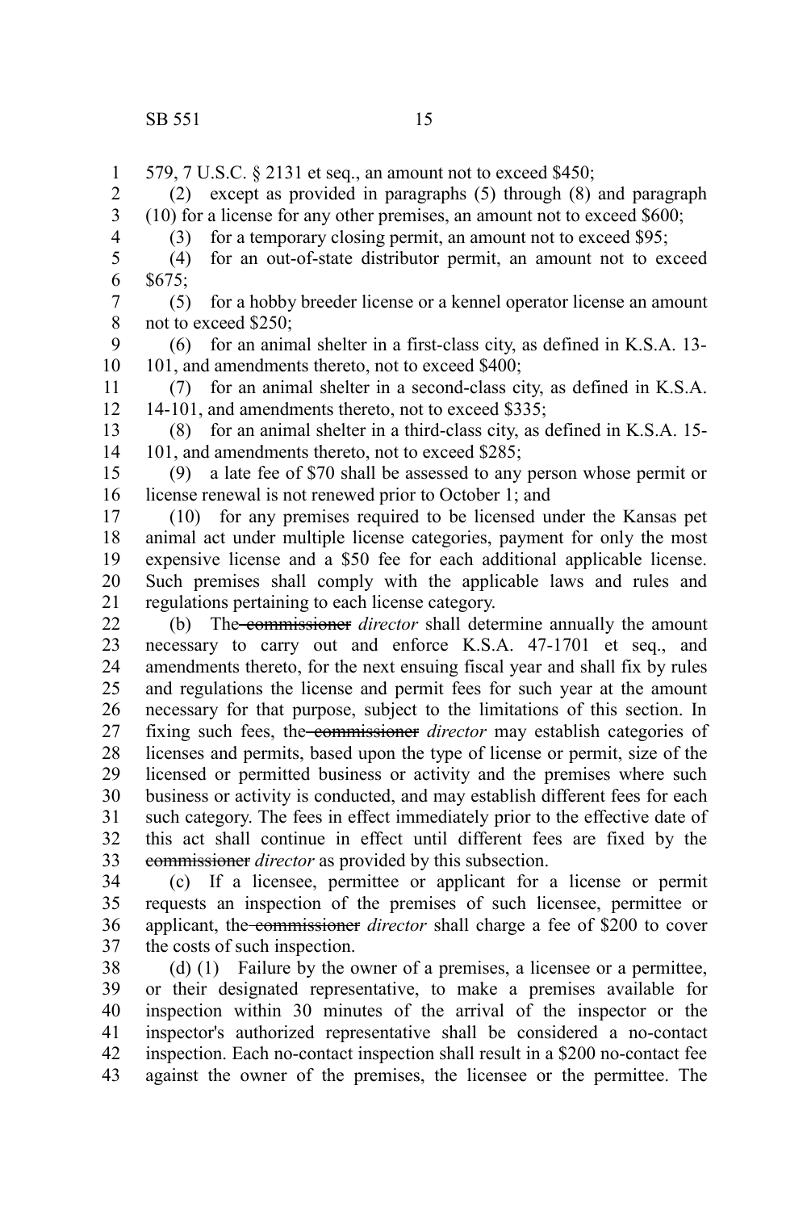579, 7 U.S.C. § 2131 et seq., an amount not to exceed $450;

(2) except as provided in paragraphs (5) through (8) and paragraph (10) for a license for any other premises, an amount not to exceed $600;

(3) for a temporary closing permit, an amount not to exceed $95;

(4) for an out-of-state distributor permit, an amount not to exceed $675;

(5) for a hobby breeder license or a kennel operator license an amount not to exceed $250;

(6) for an animal shelter in a first-class city, as defined in K.S.A. 13-101, and amendments thereto, not to exceed $400;

(7) for an animal shelter in a second-class city, as defined in K.S.A. 14-101, and amendments thereto, not to exceed $335;

(8) for an animal shelter in a third-class city, as defined in K.S.A. 15-101, and amendments thereto, not to exceed $285;

(9) a late fee of $70 shall be assessed to any person whose permit or license renewal is not renewed prior to October 1; and

(10) for any premises required to be licensed under the Kansas pet animal act under multiple license categories, payment for only the most expensive license and a $50 fee for each additional applicable license. Such premises shall comply with the applicable laws and rules and regulations pertaining to each license category.

(b) The ~~commissioner~~ *director* shall determine annually the amount necessary to carry out and enforce K.S.A. 47-1701 et seq., and amendments thereto, for the next ensuing fiscal year and shall fix by rules and regulations the license and permit fees for such year at the amount necessary for that purpose, subject to the limitations of this section. In fixing such fees, the ~~commissioner~~ *director* may establish categories of licenses and permits, based upon the type of license or permit, size of the licensed or permitted business or activity and the premises where such business or activity is conducted, and may establish different fees for each such category. The fees in effect immediately prior to the effective date of this act shall continue in effect until different fees are fixed by the ~~commissioner~~ *director* as provided by this subsection.

(c) If a licensee, permittee or applicant for a license or permit requests an inspection of the premises of such licensee, permittee or applicant, the ~~commissioner~~ *director* shall charge a fee of $200 to cover the costs of such inspection.

(d) (1) Failure by the owner of a premises, a licensee or a permittee, or their designated representative, to make a premises available for inspection within 30 minutes of the arrival of the inspector or the inspector's authorized representative shall be considered a no-contact inspection. Each no-contact inspection shall result in a $200 no-contact fee against the owner of the premises, the licensee or the permittee. The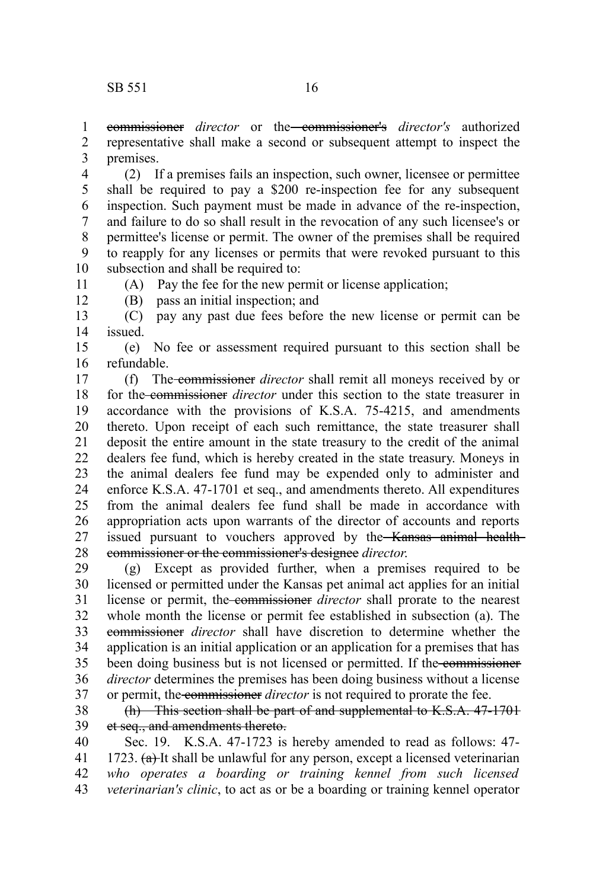~~commissioner~~ *director* or the ~~commissioner's~~ *director's* authorized representative shall make a second or subsequent attempt to inspect the premises.

(2) If a premises fails an inspection, such owner, licensee or permittee shall be required to pay a $200 re-inspection fee for any subsequent inspection. Such payment must be made in advance of the re-inspection, and failure to do so shall result in the revocation of any such licensee's or permittee's license or permit. The owner of the premises shall be required to reapply for any licenses or permits that were revoked pursuant to this subsection and shall be required to:

(A) Pay the fee for the new permit or license application;

(B) pass an initial inspection; and

(C) pay any past due fees before the new license or permit can be issued.

(e) No fee or assessment required pursuant to this section shall be refundable.

(f) The ~~commissioner~~ *director* shall remit all moneys received by or for the ~~commissioner~~ *director* under this section to the state treasurer in accordance with the provisions of K.S.A. 75-4215, and amendments thereto. Upon receipt of each such remittance, the state treasurer shall deposit the entire amount in the state treasury to the credit of the animal dealers fee fund, which is hereby created in the state treasury. Moneys in the animal dealers fee fund may be expended only to administer and enforce K.S.A. 47-1701 et seq., and amendments thereto. All expenditures from the animal dealers fee fund shall be made in accordance with appropriation acts upon warrants of the director of accounts and reports issued pursuant to vouchers approved by the ~~Kansas animal health commissioner or the commissioner's designee~~ *director*.

(g) Except as provided further, when a premises required to be licensed or permitted under the Kansas pet animal act applies for an initial license or permit, the ~~commissioner~~ *director* shall prorate to the nearest whole month the license or permit fee established in subsection (a). The ~~commissioner~~ *director* shall have discretion to determine whether the application is an initial application or an application for a premises that has been doing business but is not licensed or permitted. If the ~~commissioner~~ *director* determines the premises has been doing business without a license or permit, the ~~commissioner~~ *director* is not required to prorate the fee.

~~(h) This section shall be part of and supplemental to K.S.A. 47-1701 et seq., and amendments thereto.~~

Sec. 19. K.S.A. 47-1723 is hereby amended to read as follows: 47-1723. ~~(a)~~ It shall be unlawful for any person, except a licensed veterinarian *who operates a boarding or training kennel from such licensed veterinarian's clinic*, to act as or be a boarding or training kennel operator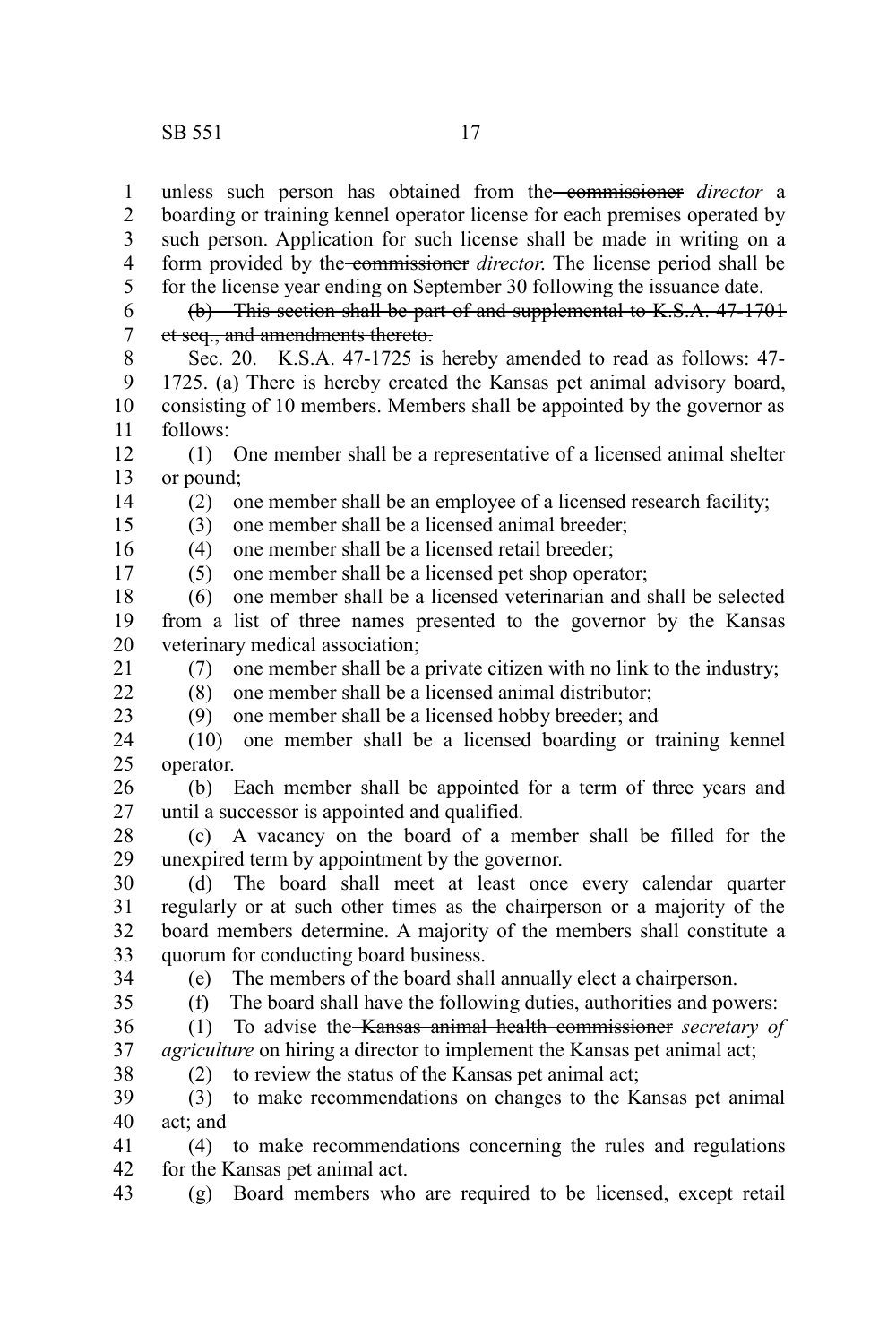unless such person has obtained from the ~~commissioner~~ *director* a boarding or training kennel operator license for each premises operated by such person. Application for such license shall be made in writing on a form provided by the ~~commissioner~~ *director*. The license period shall be for the license year ending on September 30 following the issuance date.

~~(b) This section shall be part of and supplemental to K.S.A. 47-1701 et seq., and amendments thereto.~~

Sec. 20. K.S.A. 47-1725 is hereby amended to read as follows: 47-1725. (a) There is hereby created the Kansas pet animal advisory board, consisting of 10 members. Members shall be appointed by the governor as follows:

(1) One member shall be a representative of a licensed animal shelter or pound;

(2) one member shall be an employee of a licensed research facility;

(3) one member shall be a licensed animal breeder;

(4) one member shall be a licensed retail breeder;

(5) one member shall be a licensed pet shop operator;

(6) one member shall be a licensed veterinarian and shall be selected from a list of three names presented to the governor by the Kansas veterinary medical association;

(7) one member shall be a private citizen with no link to the industry;

(8) one member shall be a licensed animal distributor;

(9) one member shall be a licensed hobby breeder; and

(10) one member shall be a licensed boarding or training kennel operator.

(b) Each member shall be appointed for a term of three years and until a successor is appointed and qualified.

(c) A vacancy on the board of a member shall be filled for the unexpired term by appointment by the governor.

(d) The board shall meet at least once every calendar quarter regularly or at such other times as the chairperson or a majority of the board members determine. A majority of the members shall constitute a quorum for conducting board business.

(e) The members of the board shall annually elect a chairperson.

(f) The board shall have the following duties, authorities and powers:

(1) To advise the ~~Kansas animal health commissioner~~ *secretary of agriculture* on hiring a director to implement the Kansas pet animal act;

(2) to review the status of the Kansas pet animal act;

(3) to make recommendations on changes to the Kansas pet animal act; and

(4) to make recommendations concerning the rules and regulations for the Kansas pet animal act.

(g) Board members who are required to be licensed, except retail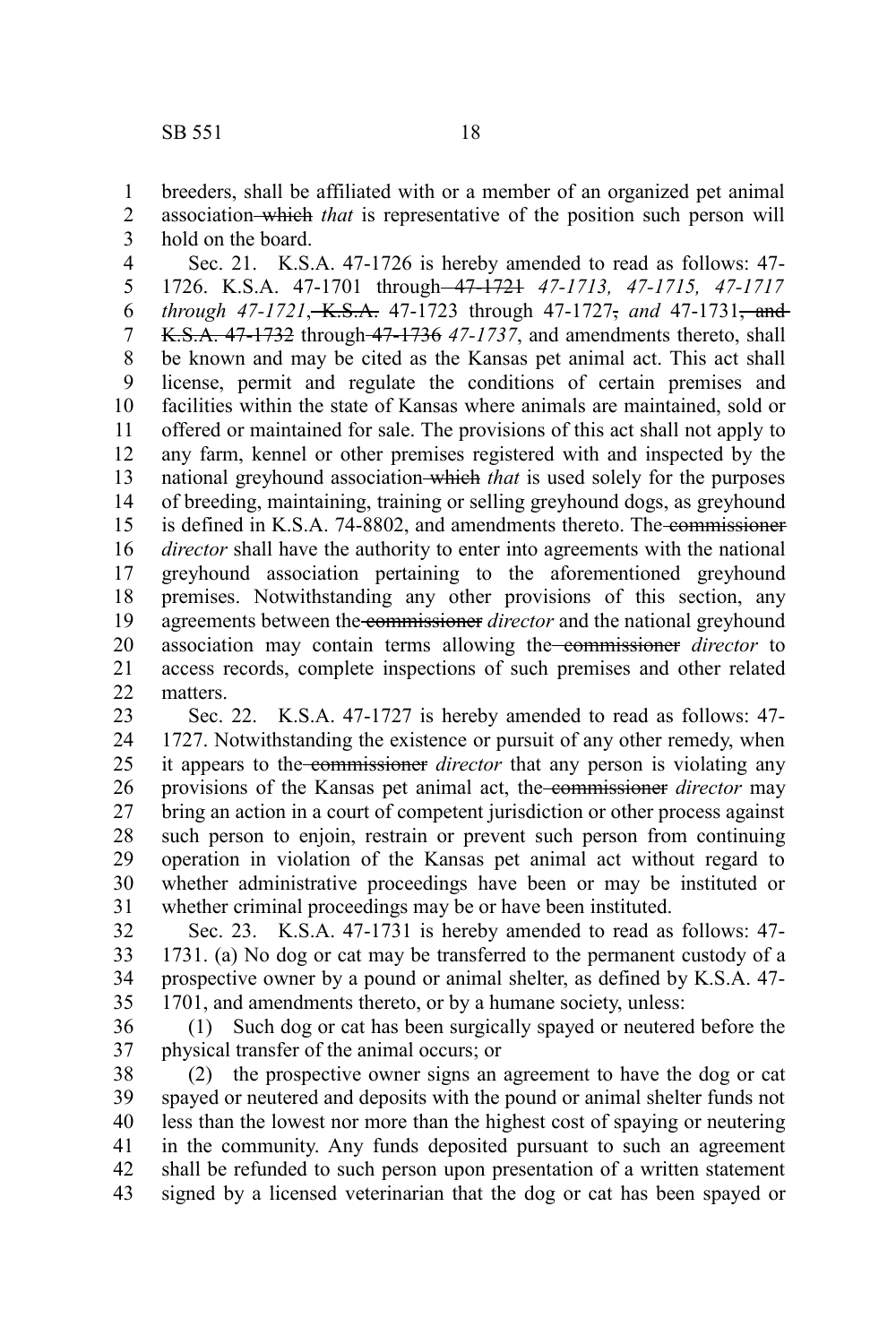breeders, shall be affiliated with or a member of an organized pet animal association ~~which~~ *that* is representative of the position such person will hold on the board.

Sec. 21. K.S.A. 47-1726 is hereby amended to read as follows: 47-1726. K.S.A. 47-1701 through ~~47-1721~~ *47-1713, 47-1715, 47-1717 through 47-1721*~~, K.S.A.~~ 47-1723 through 47-1727~~,~~ *and* 47-1731~~, and K.S.A. 47-1732~~ through ~~47-1736~~ *47-1737*, and amendments thereto, shall be known and may be cited as the Kansas pet animal act. This act shall license, permit and regulate the conditions of certain premises and facilities within the state of Kansas where animals are maintained, sold or offered or maintained for sale. The provisions of this act shall not apply to any farm, kennel or other premises registered with and inspected by the national greyhound association ~~which~~ *that* is used solely for the purposes of breeding, maintaining, training or selling greyhound dogs, as greyhound is defined in K.S.A. 74-8802, and amendments thereto. The ~~commissioner~~ *director* shall have the authority to enter into agreements with the national greyhound association pertaining to the aforementioned greyhound premises. Notwithstanding any other provisions of this section, any agreements between the ~~commissioner~~ *director* and the national greyhound association may contain terms allowing the ~~commissioner~~ *director* to access records, complete inspections of such premises and other related matters.

Sec. 22. K.S.A. 47-1727 is hereby amended to read as follows: 47-1727. Notwithstanding the existence or pursuit of any other remedy, when it appears to the ~~commissioner~~ *director* that any person is violating any provisions of the Kansas pet animal act, the ~~commissioner~~ *director* may bring an action in a court of competent jurisdiction or other process against such person to enjoin, restrain or prevent such person from continuing operation in violation of the Kansas pet animal act without regard to whether administrative proceedings have been or may be instituted or whether criminal proceedings may be or have been instituted.

Sec. 23. K.S.A. 47-1731 is hereby amended to read as follows: 47-1731. (a) No dog or cat may be transferred to the permanent custody of a prospective owner by a pound or animal shelter, as defined by K.S.A. 47-1701, and amendments thereto, or by a humane society, unless:

(1) Such dog or cat has been surgically spayed or neutered before the physical transfer of the animal occurs; or

(2) the prospective owner signs an agreement to have the dog or cat spayed or neutered and deposits with the pound or animal shelter funds not less than the lowest nor more than the highest cost of spaying or neutering in the community. Any funds deposited pursuant to such an agreement shall be refunded to such person upon presentation of a written statement signed by a licensed veterinarian that the dog or cat has been spayed or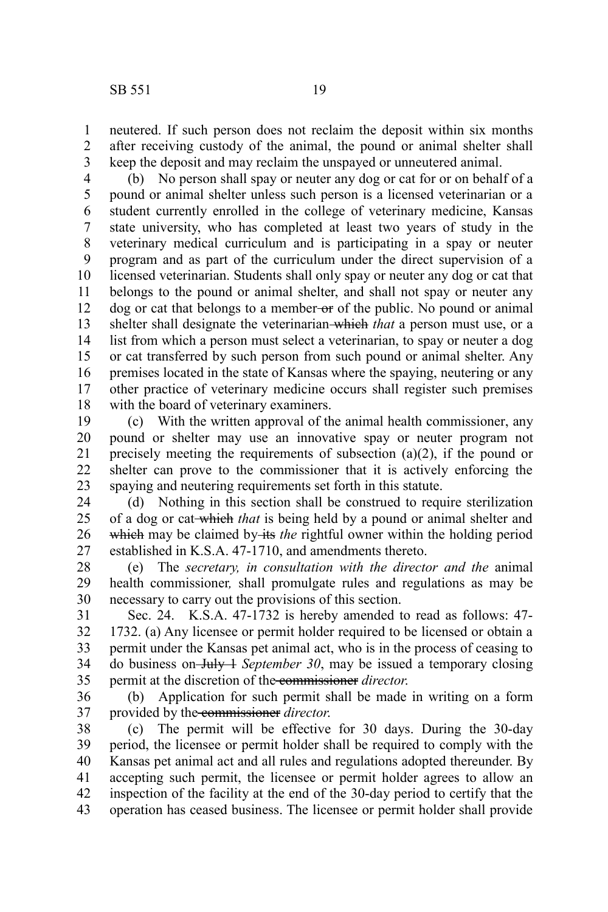neutered. If such person does not reclaim the deposit within six months after receiving custody of the animal, the pound or animal shelter shall keep the deposit and may reclaim the unspayed or unneutered animal.

(b) No person shall spay or neuter any dog or cat for or on behalf of a pound or animal shelter unless such person is a licensed veterinarian or a student currently enrolled in the college of veterinary medicine, Kansas state university, who has completed at least two years of study in the veterinary medical curriculum and is participating in a spay or neuter program and as part of the curriculum under the direct supervision of a licensed veterinarian. Students shall only spay or neuter any dog or cat that belongs to the pound or animal shelter, and shall not spay or neuter any dog or cat that belongs to a member ~~or~~ of the public. No pound or animal shelter shall designate the veterinarian ~~which~~ *that* a person must use, or a list from which a person must select a veterinarian, to spay or neuter a dog or cat transferred by such person from such pound or animal shelter. Any premises located in the state of Kansas where the spaying, neutering or any other practice of veterinary medicine occurs shall register such premises with the board of veterinary examiners.

(c) With the written approval of the animal health commissioner, any pound or shelter may use an innovative spay or neuter program not precisely meeting the requirements of subsection (a)(2), if the pound or shelter can prove to the commissioner that it is actively enforcing the spaying and neutering requirements set forth in this statute.

(d) Nothing in this section shall be construed to require sterilization of a dog or cat ~~which~~ *that* is being held by a pound or animal shelter and ~~which~~ may be claimed by ~~its~~ *the* rightful owner within the holding period established in K.S.A. 47-1710, and amendments thereto.

(e) The *secretary, in consultation with the director and the* animal health commissioner*,* shall promulgate rules and regulations as may be necessary to carry out the provisions of this section.

Sec. 24. K.S.A. 47-1732 is hereby amended to read as follows: 47-1732. (a) Any licensee or permit holder required to be licensed or obtain a permit under the Kansas pet animal act, who is in the process of ceasing to do business on ~~July 1~~ *September 30*, may be issued a temporary closing permit at the discretion of the ~~commissioner~~ *director*.

(b) Application for such permit shall be made in writing on a form provided by the ~~commissioner~~ *director*.

(c) The permit will be effective for 30 days. During the 30-day period, the licensee or permit holder shall be required to comply with the Kansas pet animal act and all rules and regulations adopted thereunder. By accepting such permit, the licensee or permit holder agrees to allow an inspection of the facility at the end of the 30-day period to certify that the operation has ceased business. The licensee or permit holder shall provide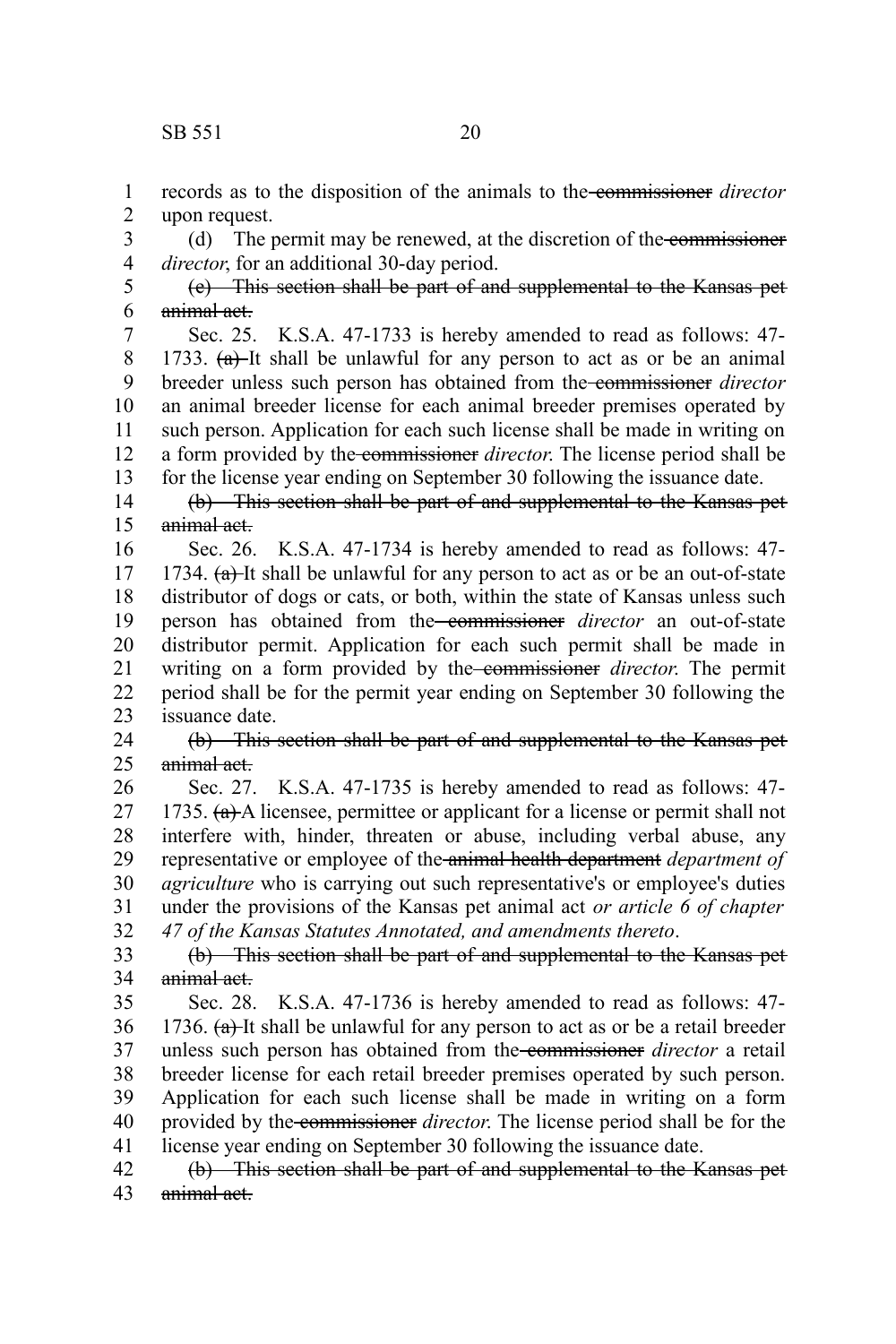records as to the disposition of the animals to the ~~commissioner~~ *director* upon request.

(d) The permit may be renewed, at the discretion of the ~~commissioner~~ *director*, for an additional 30-day period.

~~(e) This section shall be part of and supplemental to the Kansas pet animal act.~~

Sec. 25. K.S.A. 47-1733 is hereby amended to read as follows: 47-1733. ~~(a)~~ It shall be unlawful for any person to act as or be an animal breeder unless such person has obtained from the ~~commissioner~~ *director* an animal breeder license for each animal breeder premises operated by such person. Application for each such license shall be made in writing on a form provided by the ~~commissioner~~ *director*. The license period shall be for the license year ending on September 30 following the issuance date.

~~(b) This section shall be part of and supplemental to the Kansas pet animal act.~~

Sec. 26. K.S.A. 47-1734 is hereby amended to read as follows: 47-1734. ~~(a)~~ It shall be unlawful for any person to act as or be an out-of-state distributor of dogs or cats, or both, within the state of Kansas unless such person has obtained from the ~~commissioner~~ *director* an out-of-state distributor permit. Application for each such permit shall be made in writing on a form provided by the ~~commissioner~~ *director*. The permit period shall be for the permit year ending on September 30 following the issuance date.

~~(b) This section shall be part of and supplemental to the Kansas pet animal act.~~

Sec. 27. K.S.A. 47-1735 is hereby amended to read as follows: 47-1735. ~~(a)~~ A licensee, permittee or applicant for a license or permit shall not interfere with, hinder, threaten or abuse, including verbal abuse, any representative or employee of the ~~animal health department~~ *department of agriculture* who is carrying out such representative's or employee's duties under the provisions of the Kansas pet animal act *or article 6 of chapter 47 of the Kansas Statutes Annotated, and amendments thereto*.

~~(b) This section shall be part of and supplemental to the Kansas pet animal act.~~

Sec. 28. K.S.A. 47-1736 is hereby amended to read as follows: 47-1736. ~~(a)~~ It shall be unlawful for any person to act as or be a retail breeder unless such person has obtained from the ~~commissioner~~ *director* a retail breeder license for each retail breeder premises operated by such person. Application for each such license shall be made in writing on a form provided by the ~~commissioner~~ *director*. The license period shall be for the license year ending on September 30 following the issuance date.

~~(b) This section shall be part of and supplemental to the Kansas pet animal act.~~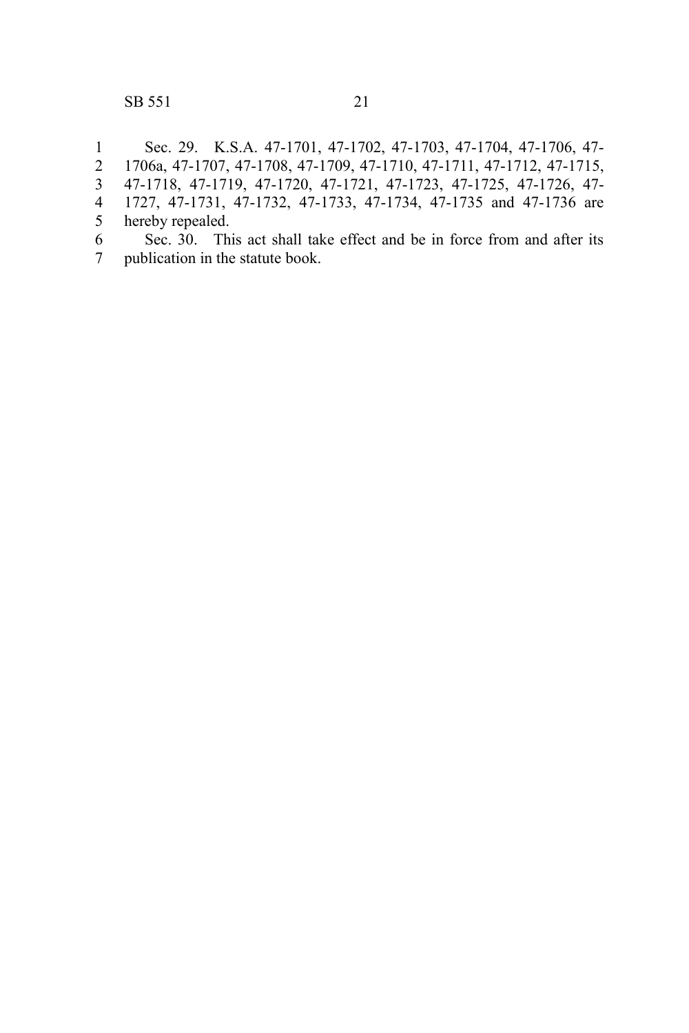Sec. 29. K.S.A. 47-1701, 47-1702, 47-1703, 47-1704, 47-1706, 47-1706a, 47-1707, 47-1708, 47-1709, 47-1710, 47-1711, 47-1712, 47-1715, 47-1718, 47-1719, 47-1720, 47-1721, 47-1723, 47-1725, 47-1726, 47-1727, 47-1731, 47-1732, 47-1733, 47-1734, 47-1735 and 47-1736 are hereby repealed.

Sec. 30. This act shall take effect and be in force from and after its publication in the statute book.